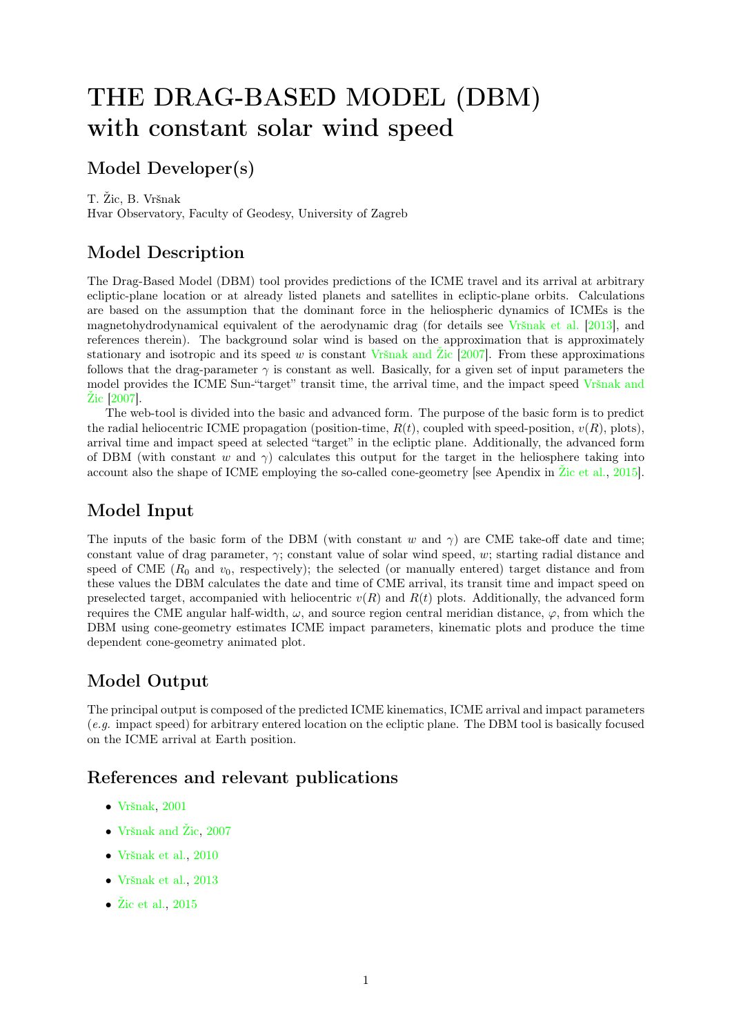# THE DRAG-BASED MODEL (DBM) with constant solar wind speed

## Model Developer(s)

T. Žic, B. Vršnak
Hvar Observatory, Faculty of Geodesy, University of Zagreb

## Model Description

The Drag-Based Model (DBM) tool provides predictions of the ICME travel and its arrival at arbitrary ecliptic-plane location or at already listed planets and satellites in ecliptic-plane orbits. Calculations are based on the assumption that the dominant force in the heliospheric dynamics of ICMEs is the magnetohydrodynamical equivalent of the aerodynamic drag (for details see Vršnak et al. [2013], and references therein). The background solar wind is based on the approximation that is approximately stationary and isotropic and its speed $w$ is constant Vršnak and Žic [2007]. From these approximations follows that the drag-parameter $\gamma$ is constant as well. Basically, for a given set of input parameters the model provides the ICME Sun-"target" transit time, the arrival time, and the impact speed Vršnak and Žic [2007].

The web-tool is divided into the basic and advanced form. The purpose of the basic form is to predict the radial heliocentric ICME propagation (position-time, $R(t)$, coupled with speed-position, $v(R)$, plots), arrival time and impact speed at selected "target" in the ecliptic plane. Additionally, the advanced form of DBM (with constant $w$ and $\gamma$) calculates this output for the target in the heliosphere taking into account also the shape of ICME employing the so-called cone-geometry [see Apendix in Žic et al., 2015].

## Model Input

The inputs of the basic form of the DBM (with constant $w$ and $\gamma$) are CME take-off date and time; constant value of drag parameter, $\gamma$; constant value of solar wind speed, $w$; starting radial distance and speed of CME ($R_0$ and $v_0$, respectively); the selected (or manually entered) target distance and from these values the DBM calculates the date and time of CME arrival, its transit time and impact speed on preselected target, accompanied with heliocentric $v(R)$ and $R(t)$ plots. Additionally, the advanced form requires the CME angular half-width, $\omega$, and source region central meridian distance, $\varphi$, from which the DBM using cone-geometry estimates ICME impact parameters, kinematic plots and produce the time dependent cone-geometry animated plot.

## Model Output

The principal output is composed of the predicted ICME kinematics, ICME arrival and impact parameters (*e.g.* impact speed) for arbitrary entered location on the ecliptic plane. The DBM tool is basically focused on the ICME arrival at Earth position.

## References and relevant publications

- Vršnak, 2001
- Vršnak and Žic, 2007
- Vršnak et al., 2010
- Vršnak et al., 2013
- Žic et al., 2015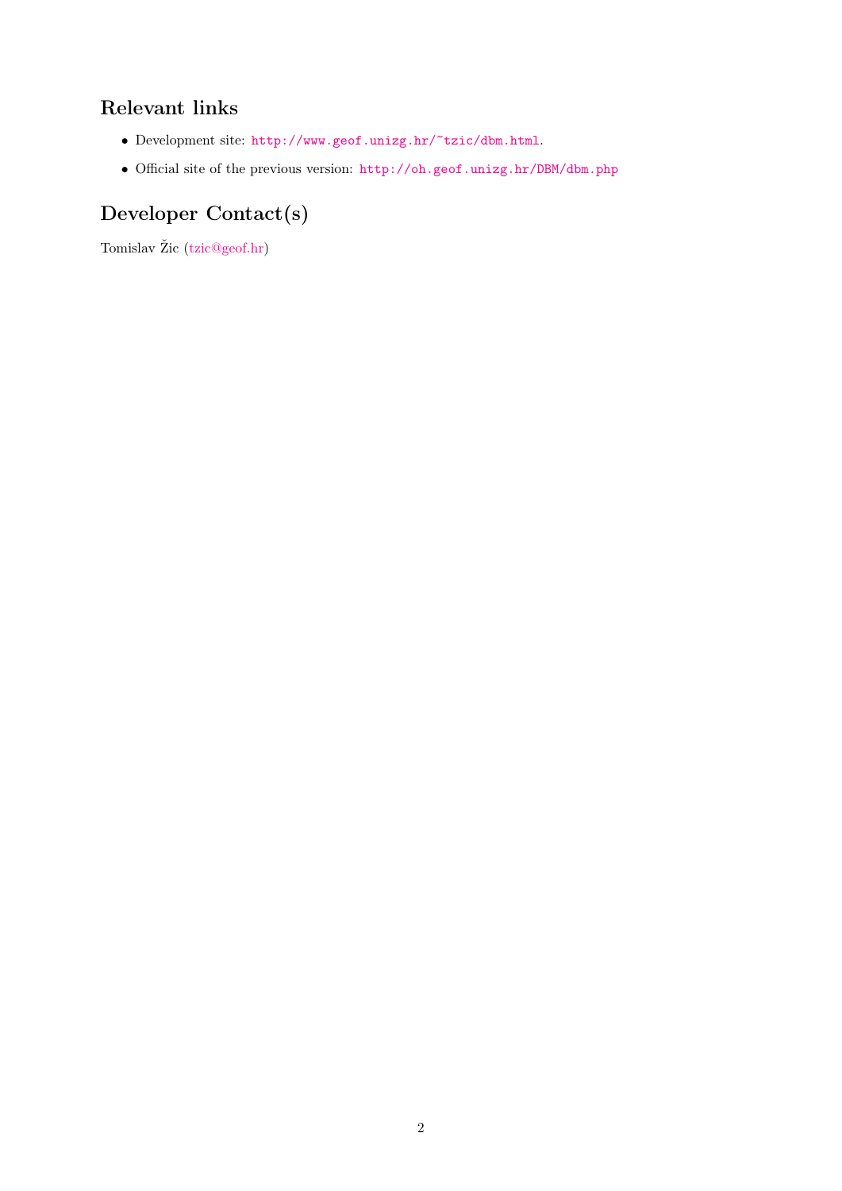## Relevant links

- Development site: `http://www.geof.unizg.hr/~tzic/dbm.html`.
- Official site of the previous version: `http://oh.geof.unizg.hr/DBM/dbm.php`

## Developer Contact(s)

Tomislav Žic (tzic@geof.hr)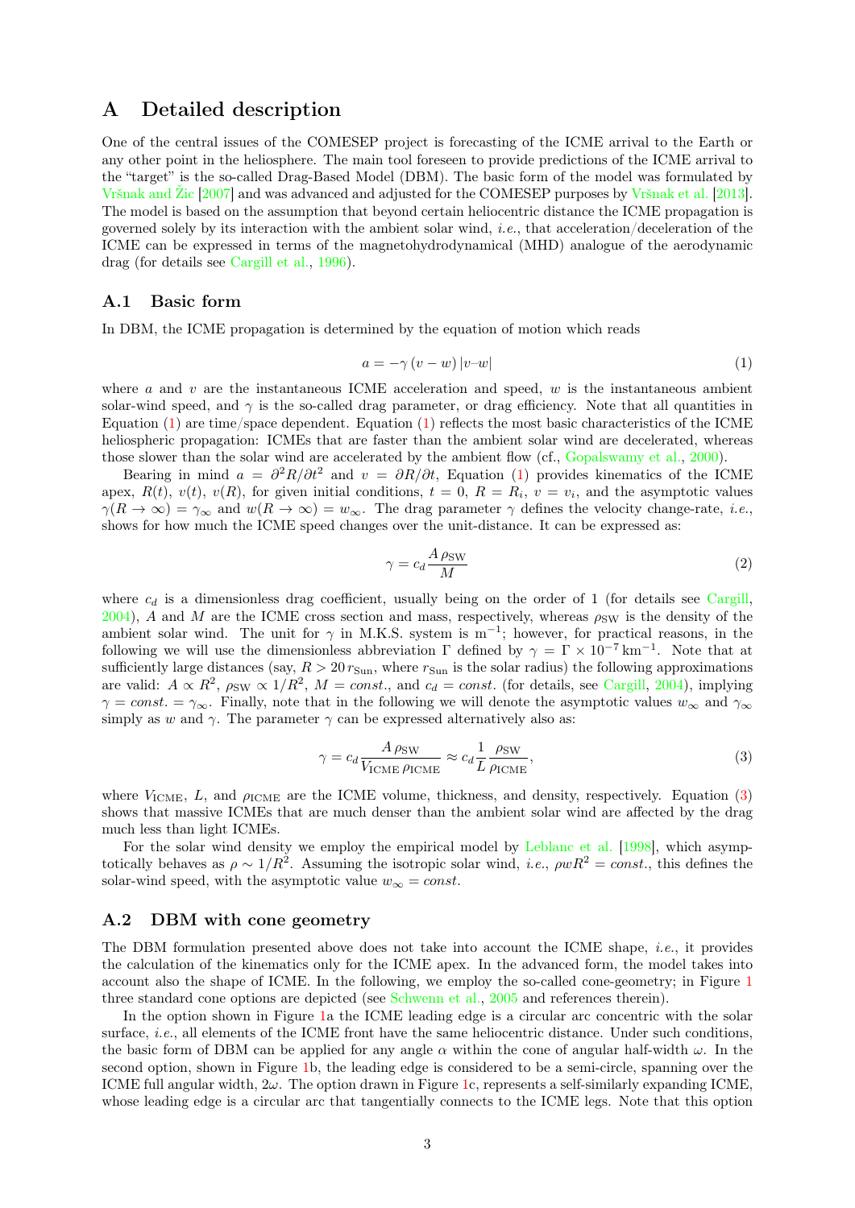## A Detailed description

One of the central issues of the COMESEP project is forecasting of the ICME arrival to the Earth or any other point in the heliosphere. The main tool foreseen to provide predictions of the ICME arrival to the "target" is the so-called Drag-Based Model (DBM). The basic form of the model was formulated by Vršnak and Žic [2007] and was advanced and adjusted for the COMESEP purposes by Vršnak et al. [2013]. The model is based on the assumption that beyond certain heliocentric distance the ICME propagation is governed solely by its interaction with the ambient solar wind, *i.e.*, that acceleration/deceleration of the ICME can be expressed in terms of the magnetohydrodynamical (MHD) analogue of the aerodynamic drag (for details see Cargill et al., 1996).

### A.1 Basic form

In DBM, the ICME propagation is determined by the equation of motion which reads

$$a = -\gamma\,(v - w)\,|v - w| \tag{1}$$

where $a$ and $v$ are the instantaneous ICME acceleration and speed, $w$ is the instantaneous ambient solar-wind speed, and $\gamma$ is the so-called drag parameter, or drag efficiency. Note that all quantities in Equation (1) are time/space dependent. Equation (1) reflects the most basic characteristics of the ICME heliospheric propagation: ICMEs that are faster than the ambient solar wind are decelerated, whereas those slower than the solar wind are accelerated by the ambient flow (cf., Gopalswamy et al., 2000).

Bearing in mind $a = \partial^2 R/\partial t^2$ and $v = \partial R/\partial t$, Equation (1) provides kinematics of the ICME apex, $R(t)$, $v(t)$, $v(R)$, for given initial conditions, $t = 0$, $R = R_i$, $v = v_i$, and the asymptotic values $\gamma(R \to \infty) = \gamma_\infty$ and $w(R \to \infty) = w_\infty$. The drag parameter $\gamma$ defines the velocity change-rate, *i.e.*, shows for how much the ICME speed changes over the unit-distance. It can be expressed as:

$$\gamma = c_d \frac{A\,\rho_{\rm SW}}{M} \tag{2}$$

where $c_d$ is a dimensionless drag coefficient, usually being on the order of 1 (for details see Cargill, 2004), $A$ and $M$ are the ICME cross section and mass, respectively, whereas $\rho_{\rm SW}$ is the density of the ambient solar wind. The unit for $\gamma$ in M.K.S. system is m$^{-1}$; however, for practical reasons, in the following we will use the dimensionless abbreviation $\Gamma$ defined by $\gamma = \Gamma \times 10^{-7}\,\mathrm{km}^{-1}$. Note that at sufficiently large distances (say, $R > 20\,r_{\rm Sun}$, where $r_{\rm Sun}$ is the solar radius) the following approximations are valid: $A \propto R^2$, $\rho_{\rm SW} \propto 1/R^2$, $M = const.$, and $c_d = const.$ (for details, see Cargill, 2004), implying $\gamma = const. = \gamma_\infty$. Finally, note that in the following we will denote the asymptotic values $w_\infty$ and $\gamma_\infty$ simply as $w$ and $\gamma$. The parameter $\gamma$ can be expressed alternatively also as:

$$\gamma = c_d \frac{A\,\rho_{\rm SW}}{V_{\rm ICME}\,\rho_{\rm ICME}} \approx c_d \frac{1}{L}\frac{\rho_{\rm SW}}{\rho_{\rm ICME}}, \tag{3}$$

where $V_{\rm ICME}$, $L$, and $\rho_{\rm ICME}$ are the ICME volume, thickness, and density, respectively. Equation (3) shows that massive ICMEs that are much denser than the ambient solar wind are affected by the drag much less than light ICMEs.

For the solar wind density we employ the empirical model by Leblanc et al. [1998], which asymptotically behaves as $\rho \sim 1/R^2$. Assuming the isotropic solar wind, *i.e.*, $\rho w R^2 = const.$, this defines the solar-wind speed, with the asymptotic value $w_\infty = const.$

### A.2 DBM with cone geometry

The DBM formulation presented above does not take into account the ICME shape, *i.e.*, it provides the calculation of the kinematics only for the ICME apex. In the advanced form, the model takes into account also the shape of ICME. In the following, we employ the so-called cone-geometry; in Figure 1 three standard cone options are depicted (see Schwenn et al., 2005 and references therein).

In the option shown in Figure 1a the ICME leading edge is a circular arc concentric with the solar surface, *i.e.*, all elements of the ICME front have the same heliocentric distance. Under such conditions, the basic form of DBM can be applied for any angle $\alpha$ within the cone of angular half-width $\omega$. In the second option, shown in Figure 1b, the leading edge is considered to be a semi-circle, spanning over the ICME full angular width, $2\omega$. The option drawn in Figure 1c, represents a self-similarly expanding ICME, whose leading edge is a circular arc that tangentially connects to the ICME legs. Note that this option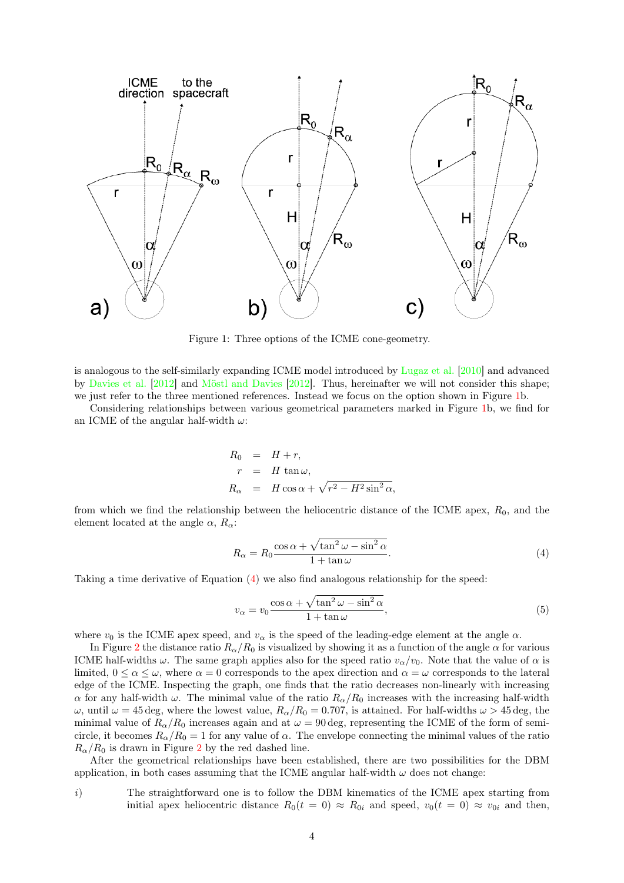Figure 1: Three options of the ICME cone-geometry.

is analogous to the self-similarly expanding ICME model introduced by Lugaz et al. [2010] and advanced by Davies et al. [2012] and Möstl and Davies [2012]. Thus, hereinafter we will not consider this shape; we just refer to the three mentioned references. Instead we focus on the option shown in Figure 1b.

Considering relationships between various geometrical parameters marked in Figure 1b, we find for an ICME of the angular half-width $\omega$:

$$
\begin{aligned}
R_0 &= H + r, \\
r &= H \tan\omega, \\
R_\alpha &= H\cos\alpha + \sqrt{r^2 - H^2 \sin^2\alpha},
\end{aligned}
$$

from which we find the relationship between the heliocentric distance of the ICME apex, $R_0$, and the element located at the angle $\alpha$, $R_\alpha$:

$$
R_\alpha = R_0 \frac{\cos\alpha + \sqrt{\tan^2\omega - \sin^2\alpha}}{1 + \tan\omega}. \tag{4}
$$

Taking a time derivative of Equation (4) we also find analogous relationship for the speed:

$$
v_\alpha = v_0 \frac{\cos\alpha + \sqrt{\tan^2\omega - \sin^2\alpha}}{1 + \tan\omega}, \tag{5}
$$

where $v_0$ is the ICME apex speed, and $v_\alpha$ is the speed of the leading-edge element at the angle $\alpha$.

In Figure 2 the distance ratio $R_\alpha/R_0$ is visualized by showing it as a function of the angle $\alpha$ for various ICME half-widths $\omega$. The same graph applies also for the speed ratio $v_\alpha/v_0$. Note that the value of $\alpha$ is limited, $0 \leq \alpha \leq \omega$, where $\alpha = 0$ corresponds to the apex direction and $\alpha = \omega$ corresponds to the lateral edge of the ICME. Inspecting the graph, one finds that the ratio decreases non-linearly with increasing $\alpha$ for any half-width $\omega$. The minimal value of the ratio $R_\alpha/R_0$ increases with the increasing half-width $\omega$, until $\omega = 45$ deg, where the lowest value, $R_\alpha/R_0 = 0.707$, is attained. For half-widths $\omega > 45$ deg, the minimal value of $R_\alpha/R_0$ increases again and at $\omega = 90$ deg, representing the ICME of the form of semi-circle, it becomes $R_\alpha/R_0 = 1$ for any value of $\alpha$. The envelope connecting the minimal values of the ratio $R_\alpha/R_0$ is drawn in Figure 2 by the red dashed line.

After the geometrical relationships have been established, there are two possibilities for the DBM application, in both cases assuming that the ICME angular half-width $\omega$ does not change:

*i)* The straightforward one is to follow the DBM kinematics of the ICME apex starting from initial apex heliocentric distance $R_0(t = 0) \approx R_{0i}$ and speed, $v_0(t = 0) \approx v_{0i}$ and then,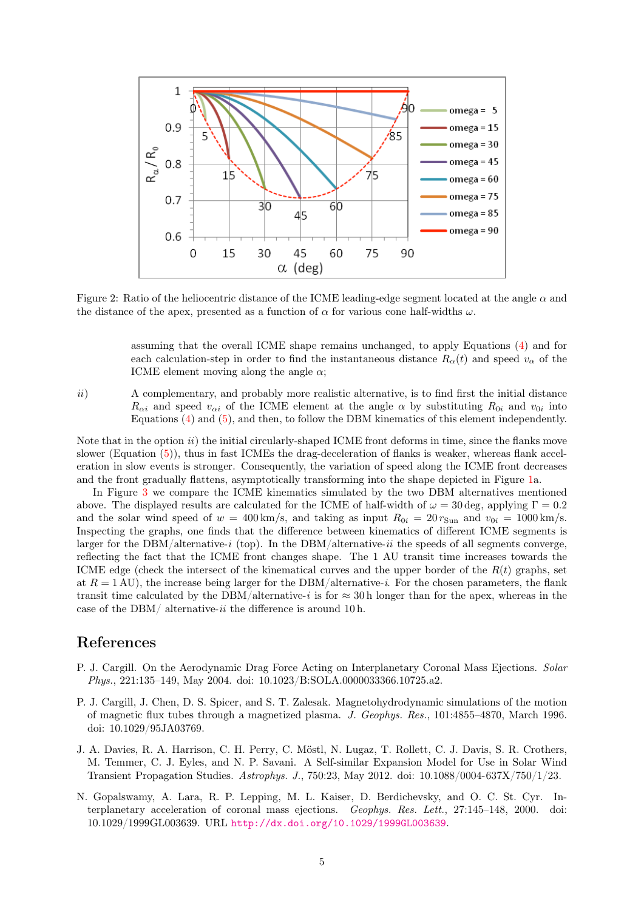Figure 2: Ratio of the heliocentric distance of the ICME leading-edge segment located at the angle $\alpha$ and the distance of the apex, presented as a function of $\alpha$ for various cone half-widths $\omega$.

assuming that the overall ICME shape remains unchanged, to apply Equations (4) and for each calculation-step in order to find the instantaneous distance $R_\alpha(t)$ and speed $v_\alpha$ of the ICME element moving along the angle $\alpha$;

*ii)* A complementary, and probably more realistic alternative, is to find first the initial distance $R_{\alpha i}$ and speed $v_{\alpha i}$ of the ICME element at the angle $\alpha$ by substituting $R_{0i}$ and $v_{0i}$ into Equations (4) and (5), and then, to follow the DBM kinematics of this element independently.

Note that in the option *ii)* the initial circularly-shaped ICME front deforms in time, since the flanks move slower (Equation (5)), thus in fast ICMEs the drag-deceleration of flanks is weaker, whereas flank acceleration in slow events is stronger. Consequently, the variation of speed along the ICME front decreases and the front gradually flattens, asymptotically transforming into the shape depicted in Figure 1a.

In Figure 3 we compare the ICME kinematics simulated by the two DBM alternatives mentioned above. The displayed results are calculated for the ICME of half-width of $\omega = 30$ deg, applying $\Gamma = 0.2$ and the solar wind speed of $w = 400$ km/s, and taking as input $R_{0i} = 20\, r_{\rm Sun}$ and $v_{0i} = 1000$ km/s. Inspecting the graphs, one finds that the difference between kinematics of different ICME segments is larger for the DBM/alternative-*i* (top). In the DBM/alternative-*ii* the speeds of all segments converge, reflecting the fact that the ICME front changes shape. The 1 AU transit time increases towards the ICME edge (check the intersect of the kinematical curves and the upper border of the $R(t)$ graphs, set at $R = 1$ AU), the increase being larger for the DBM/alternative-*i*. For the chosen parameters, the flank transit time calculated by the DBM/alternative-*i* is for $\approx 30$ h longer than for the apex, whereas in the case of the DBM/ alternative-*ii* the difference is around 10 h.

## References

P. J. Cargill. On the Aerodynamic Drag Force Acting on Interplanetary Coronal Mass Ejections. *Solar Phys.*, 221:135–149, May 2004. doi: 10.1023/B:SOLA.0000033366.10725.a2.

P. J. Cargill, J. Chen, D. S. Spicer, and S. T. Zalesak. Magnetohydrodynamic simulations of the motion of magnetic flux tubes through a magnetized plasma. *J. Geophys. Res.*, 101:4855–4870, March 1996. doi: 10.1029/95JA03769.

J. A. Davies, R. A. Harrison, C. H. Perry, C. Möstl, N. Lugaz, T. Rollett, C. J. Davis, S. R. Crothers, M. Temmer, C. J. Eyles, and N. P. Savani. A Self-similar Expansion Model for Use in Solar Wind Transient Propagation Studies. *Astrophys. J.*, 750:23, May 2012. doi: 10.1088/0004-637X/750/1/23.

N. Gopalswamy, A. Lara, R. P. Lepping, M. L. Kaiser, D. Berdichevsky, and O. C. St. Cyr. Interplanetary acceleration of coronal mass ejections. *Geophys. Res. Lett.*, 27:145–148, 2000. doi: 10.1029/1999GL003639. URL http://dx.doi.org/10.1029/1999GL003639.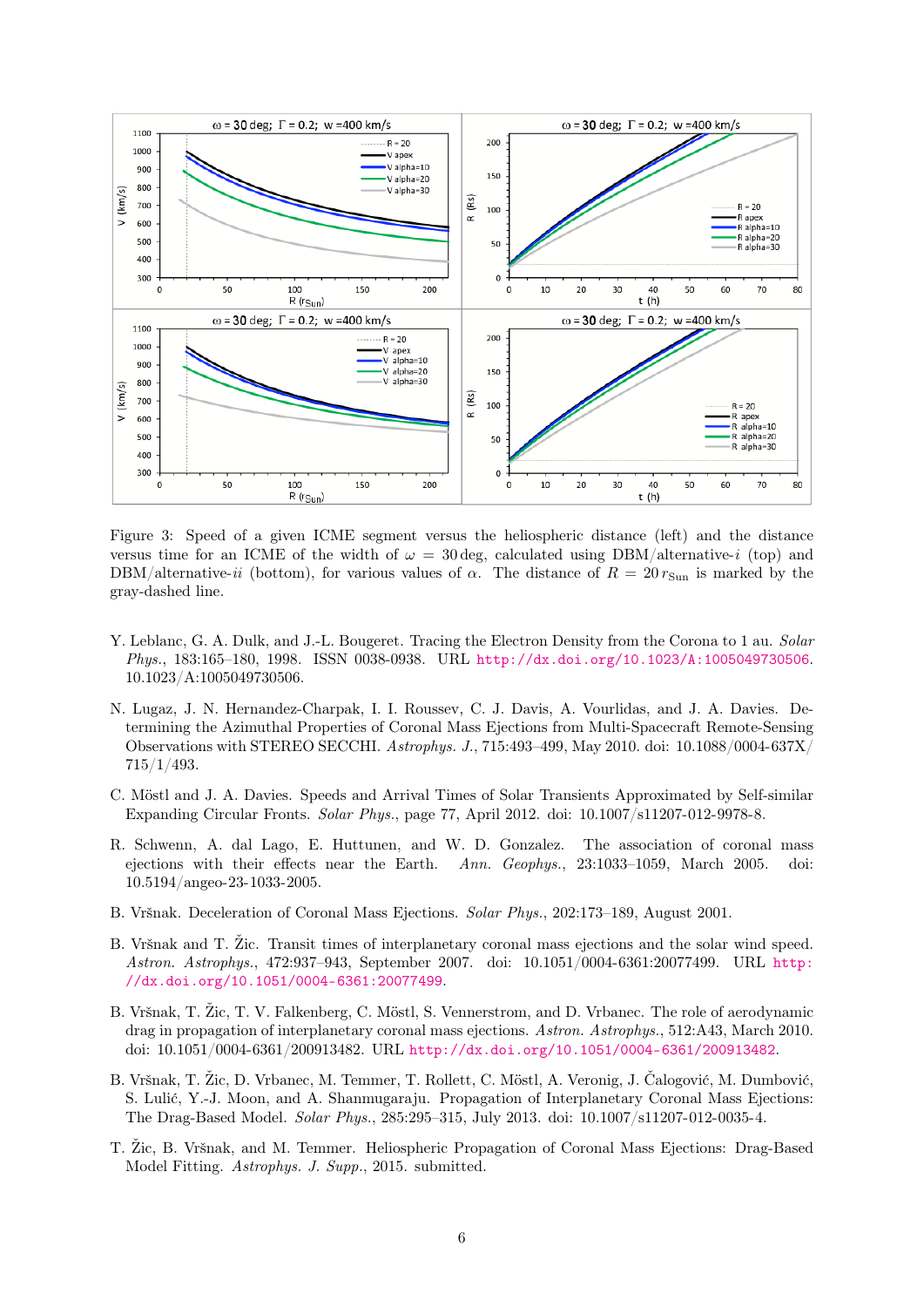ω = 30 deg; Γ = 0.2; w =400 km/s

V (km/s)

R ($r_{Sun}$)

R = 20
V apex
V alpha=10
V alpha=20
V alpha=30

ω = 30 deg; Γ = 0.2; w =400 km/s

R (Rs)

t (h)

R = 20
R apex
R alpha=10
R alpha=20
R alpha=30

Figure 3: Speed of a given ICME segment versus the heliospheric distance (left) and the distance versus time for an ICME of the width of $\omega = 30\,\text{deg}$, calculated using DBM/alternative-*i* (top) and DBM/alternative-*ii* (bottom), for various values of $\alpha$. The distance of $R = 20\,r_{\text{Sun}}$ is marked by the gray-dashed line.

Y. Leblanc, G. A. Dulk, and J.-L. Bougeret. Tracing the Electron Density from the Corona to 1 au. *Solar Phys.*, 183:165–180, 1998. ISSN 0038-0938. URL http://dx.doi.org/10.1023/A:1005049730506. 10.1023/A:1005049730506.

N. Lugaz, J. N. Hernandez-Charpak, I. I. Roussev, C. J. Davis, A. Vourlidas, and J. A. Davies. Determining the Azimuthal Properties of Coronal Mass Ejections from Multi-Spacecraft Remote-Sensing Observations with STEREO SECCHI. *Astrophys. J.*, 715:493–499, May 2010. doi: 10.1088/0004-637X/715/1/493.

C. Möstl and J. A. Davies. Speeds and Arrival Times of Solar Transients Approximated by Self-similar Expanding Circular Fronts. *Solar Phys.*, page 77, April 2012. doi: 10.1007/s11207-012-9978-8.

R. Schwenn, A. dal Lago, E. Huttunen, and W. D. Gonzalez. The association of coronal mass ejections with their effects near the Earth. *Ann. Geophys.*, 23:1033–1059, March 2005. doi: 10.5194/angeo-23-1033-2005.

B. Vršnak. Deceleration of Coronal Mass Ejections. *Solar Phys.*, 202:173–189, August 2001.

B. Vršnak and T. Žic. Transit times of interplanetary coronal mass ejections and the solar wind speed. *Astron. Astrophys.*, 472:937–943, September 2007. doi: 10.1051/0004-6361:20077499. URL http://dx.doi.org/10.1051/0004-6361:20077499.

B. Vršnak, T. Žic, T. V. Falkenberg, C. Möstl, S. Vennerstrom, and D. Vrbanec. The role of aerodynamic drag in propagation of interplanetary coronal mass ejections. *Astron. Astrophys.*, 512:A43, March 2010. doi: 10.1051/0004-6361/200913482. URL http://dx.doi.org/10.1051/0004-6361/200913482.

B. Vršnak, T. Žic, D. Vrbanec, M. Temmer, T. Rollett, C. Möstl, A. Veronig, J. Čalogović, M. Dumbović, S. Lulić, Y.-J. Moon, and A. Shanmugaraju. Propagation of Interplanetary Coronal Mass Ejections: The Drag-Based Model. *Solar Phys.*, 285:295–315, July 2013. doi: 10.1007/s11207-012-0035-4.

T. Žic, B. Vršnak, and M. Temmer. Heliospheric Propagation of Coronal Mass Ejections: Drag-Based Model Fitting. *Astrophys. J. Supp.*, 2015. submitted.